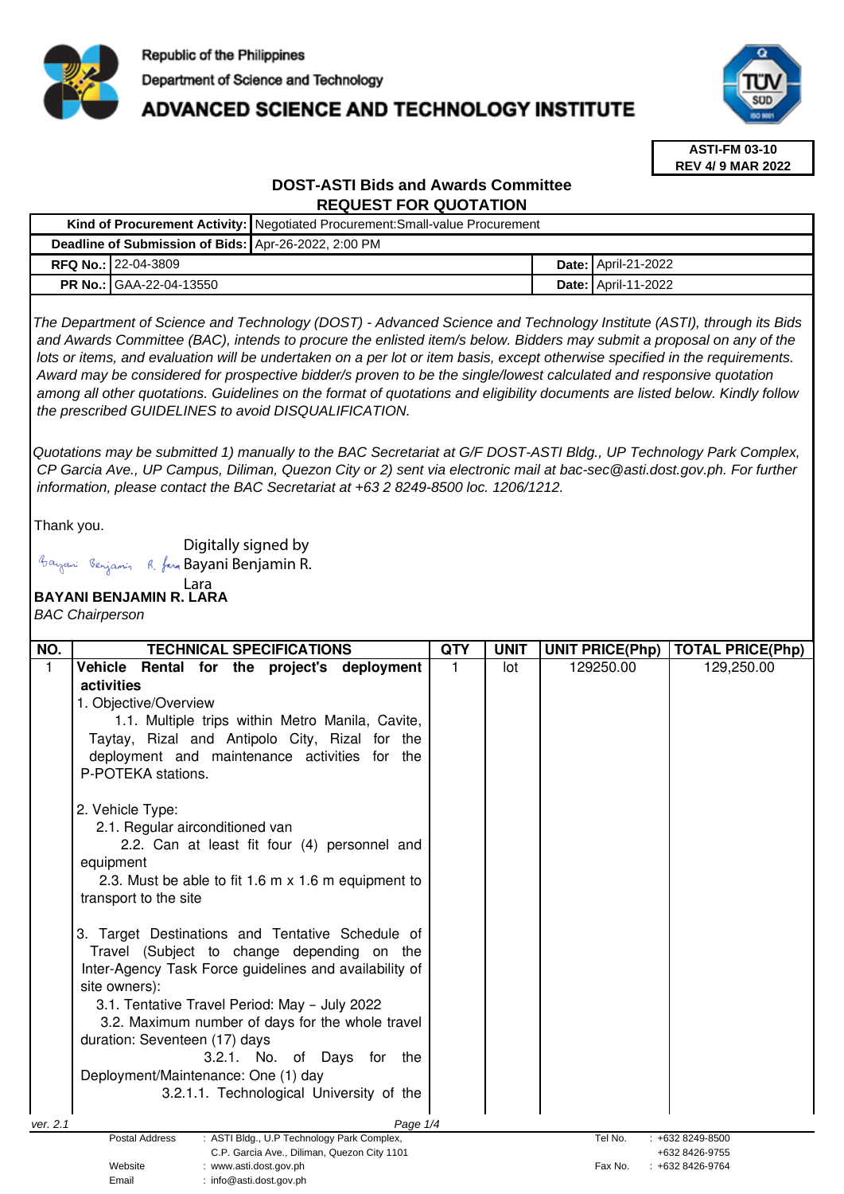Republic of the Philippines
Department of Science and Technology
# ADVANCED SCIENCE AND TECHNOLOGY INSTITUTE

**ASTI-FM 03-10**
**REV 4/ 9 MAR 2022**

## DOST-ASTI Bids and Awards Committee
## REQUEST FOR QUOTATION

| | | | |
|---|---|---|---|
| **Kind of Procurement Activity:** | Negotiated Procurement:Small-value Procurement | | |
| **Deadline of Submission of Bids:** | Apr-26-2022, 2:00 PM | | |
| **RFQ No.:** | 22-04-3809 | **Date:** | April-21-2022 |
| **PR No.:** | GAA-22-04-13550 | **Date:** | April-11-2022 |

*The Department of Science and Technology (DOST) - Advanced Science and Technology Institute (ASTI), through its Bids and Awards Committee (BAC), intends to procure the enlisted item/s below. Bidders may submit a proposal on any of the lots or items, and evaluation will be undertaken on a per lot or item basis, except otherwise specified in the requirements. Award may be considered for prospective bidder/s proven to be the single/lowest calculated and responsive quotation among all other quotations. Guidelines on the format of quotations and eligibility documents are listed below. Kindly follow the prescribed GUIDELINES to avoid DISQUALIFICATION.*

*Quotations may be submitted 1) manually to the BAC Secretariat at G/F DOST-ASTI Bldg., UP Technology Park Complex, CP Garcia Ave., UP Campus, Diliman, Quezon City or 2) sent via electronic mail at bac-sec@asti.dost.gov.ph. For further information, please contact the BAC Secretariat at +63 2 8249-8500 loc. 1206/1212.*

Thank you.

Digitally signed by Bayani Benjamin R. Lara

**BAYANI BENJAMIN R. LARA**
*BAC Chairperson*

| NO. | TECHNICAL SPECIFICATIONS | QTY | UNIT | UNIT PRICE(Php) | TOTAL PRICE(Php) |
|---|---|---|---|---|---|
| 1 | **Vehicle Rental for the project's deployment activities**<br>1. Objective/Overview<br>1.1. Multiple trips within Metro Manila, Cavite, Taytay, Rizal and Antipolo City, Rizal for the deployment and maintenance activities for the P-POTEKA stations.<br><br>2. Vehicle Type:<br>2.1. Regular airconditioned van<br>2.2. Can at least fit four (4) personnel and equipment<br>2.3. Must be able to fit 1.6 m x 1.6 m equipment to transport to the site<br><br>3. Target Destinations and Tentative Schedule of Travel (Subject to change depending on the Inter-Agency Task Force guidelines and availability of site owners):<br>3.1. Tentative Travel Period: May – July 2022<br>3.2. Maximum number of days for the whole travel duration: Seventeen (17) days<br>3.2.1. No. of Days for the Deployment/Maintenance: One (1) day<br>3.2.1.1. Technological University of the | 1 | lot | 129250.00 | 129,250.00 |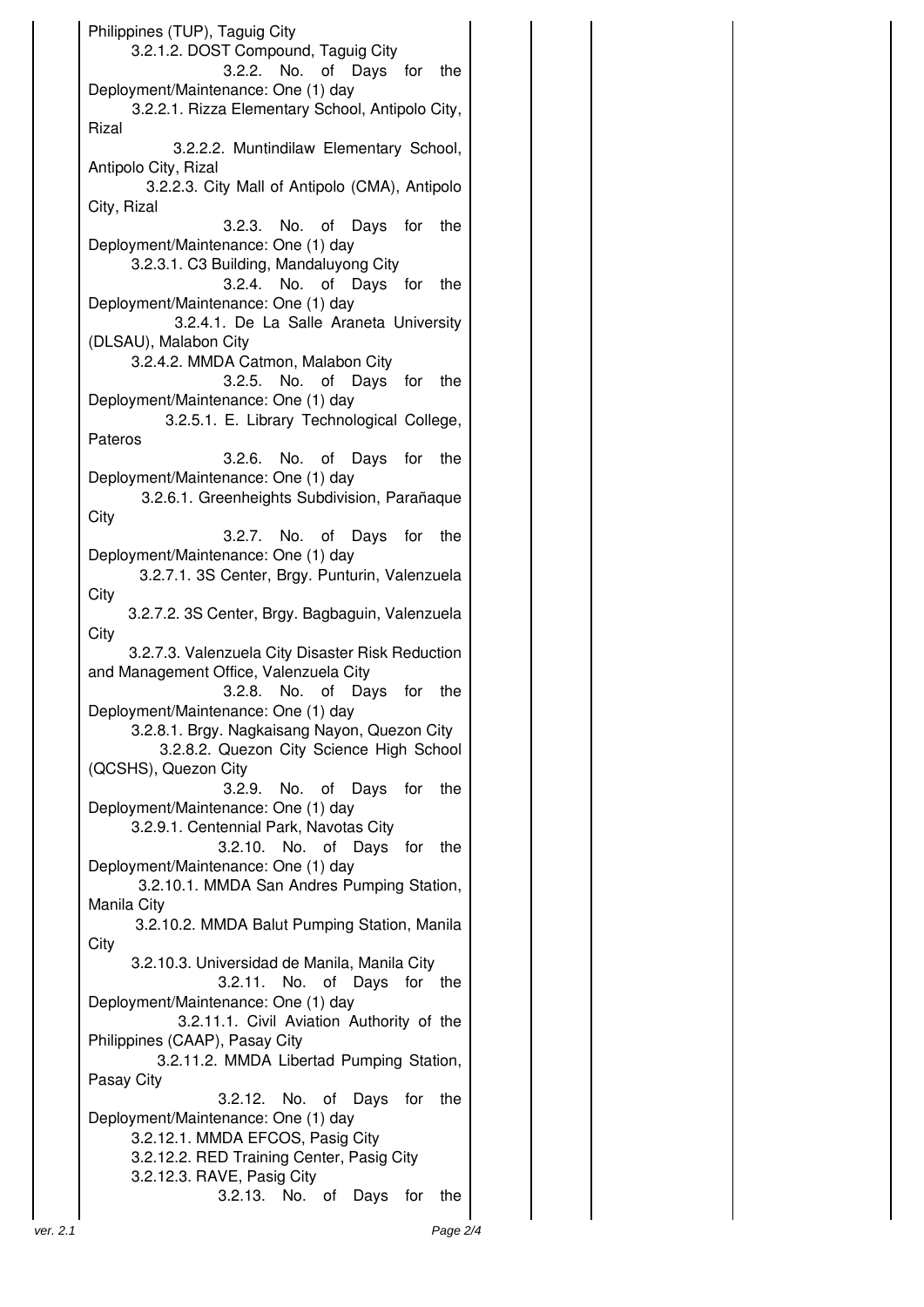Philippines (TUP), Taguig City

3.2.1.2. DOST Compound, Taguig City

3.2.2. No. of Days for the Deployment/Maintenance: One (1) day

3.2.2.1. Rizza Elementary School, Antipolo City, Rizal

3.2.2.2. Muntindilaw Elementary School, Antipolo City, Rizal

3.2.2.3. City Mall of Antipolo (CMA), Antipolo City, Rizal

3.2.3. No. of Days for the Deployment/Maintenance: One (1) day

3.2.3.1. C3 Building, Mandaluyong City

3.2.4. No. of Days for the Deployment/Maintenance: One (1) day

3.2.4.1. De La Salle Araneta University (DLSAU), Malabon City

3.2.4.2. MMDA Catmon, Malabon City

3.2.5. No. of Days for the Deployment/Maintenance: One (1) day

3.2.5.1. E. Library Technological College, Pateros

3.2.6. No. of Days for the Deployment/Maintenance: One (1) day

3.2.6.1. Greenheights Subdivision, Parañaque City

3.2.7. No. of Days for the Deployment/Maintenance: One (1) day

3.2.7.1. 3S Center, Brgy. Punturin, Valenzuela City

3.2.7.2. 3S Center, Brgy. Bagbaguin, Valenzuela City

3.2.7.3. Valenzuela City Disaster Risk Reduction and Management Office, Valenzuela City

3.2.8. No. of Days for the Deployment/Maintenance: One (1) day

3.2.8.1. Brgy. Nagkaisang Nayon, Quezon City

3.2.8.2. Quezon City Science High School (QCSHS), Quezon City

3.2.9. No. of Days for the Deployment/Maintenance: One (1) day

3.2.9.1. Centennial Park, Navotas City

3.2.10. No. of Days for the Deployment/Maintenance: One (1) day

3.2.10.1. MMDA San Andres Pumping Station, Manila City

3.2.10.2. MMDA Balut Pumping Station, Manila City

3.2.10.3. Universidad de Manila, Manila City

3.2.11. No. of Days for the Deployment/Maintenance: One (1) day

3.2.11.1. Civil Aviation Authority of the Philippines (CAAP), Pasay City

3.2.11.2. MMDA Libertad Pumping Station, Pasay City

3.2.12. No. of Days for the Deployment/Maintenance: One (1) day

3.2.12.1. MMDA EFCOS, Pasig City

3.2.12.2. RED Training Center, Pasig City

3.2.12.3. RAVE, Pasig City

3.2.13. No. of Days for the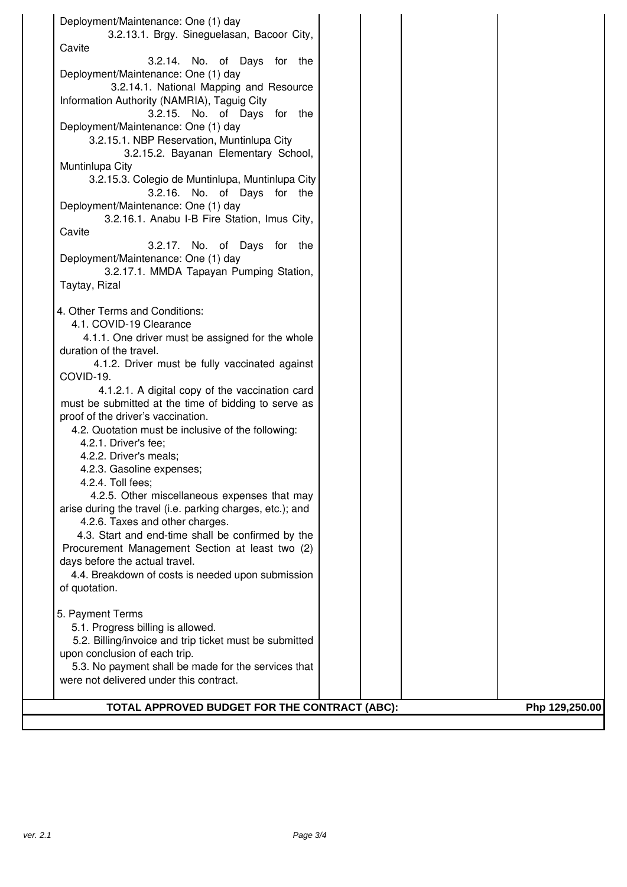Deployment/Maintenance: One (1) day

3.2.13.1. Brgy. Sineguelasan, Bacoor City, Cavite

3.2.14. No. of Days for the Deployment/Maintenance: One (1) day

3.2.14.1. National Mapping and Resource Information Authority (NAMRIA), Taguig City

3.2.15. No. of Days for the Deployment/Maintenance: One (1) day

3.2.15.1. NBP Reservation, Muntinlupa City

3.2.15.2. Bayanan Elementary School, Muntinlupa City

3.2.15.3. Colegio de Muntinlupa, Muntinlupa City

3.2.16. No. of Days for the Deployment/Maintenance: One (1) day

3.2.16.1. Anabu I-B Fire Station, Imus City, Cavite

3.2.17. No. of Days for the Deployment/Maintenance: One (1) day

3.2.17.1. MMDA Tapayan Pumping Station, Taytay, Rizal

4. Other Terms and Conditions:

4.1. COVID-19 Clearance

4.1.1. One driver must be assigned for the whole duration of the travel.

4.1.2. Driver must be fully vaccinated against COVID-19.

4.1.2.1. A digital copy of the vaccination card must be submitted at the time of bidding to serve as proof of the driver's vaccination.

4.2. Quotation must be inclusive of the following:

4.2.1. Driver's fee;

4.2.2. Driver's meals;

4.2.3. Gasoline expenses;

4.2.4. Toll fees;

4.2.5. Other miscellaneous expenses that may arise during the travel (i.e. parking charges, etc.); and

4.2.6. Taxes and other charges.

4.3. Start and end-time shall be confirmed by the Procurement Management Section at least two (2) days before the actual travel.

4.4. Breakdown of costs is needed upon submission of quotation.

5. Payment Terms

5.1. Progress billing is allowed.

5.2. Billing/invoice and trip ticket must be submitted upon conclusion of each trip.

5.3. No payment shall be made for the services that were not delivered under this contract.

| **TOTAL APPROVED BUDGET FOR THE CONTRACT (ABC):** | **Php 129,250.00** |
|---|---|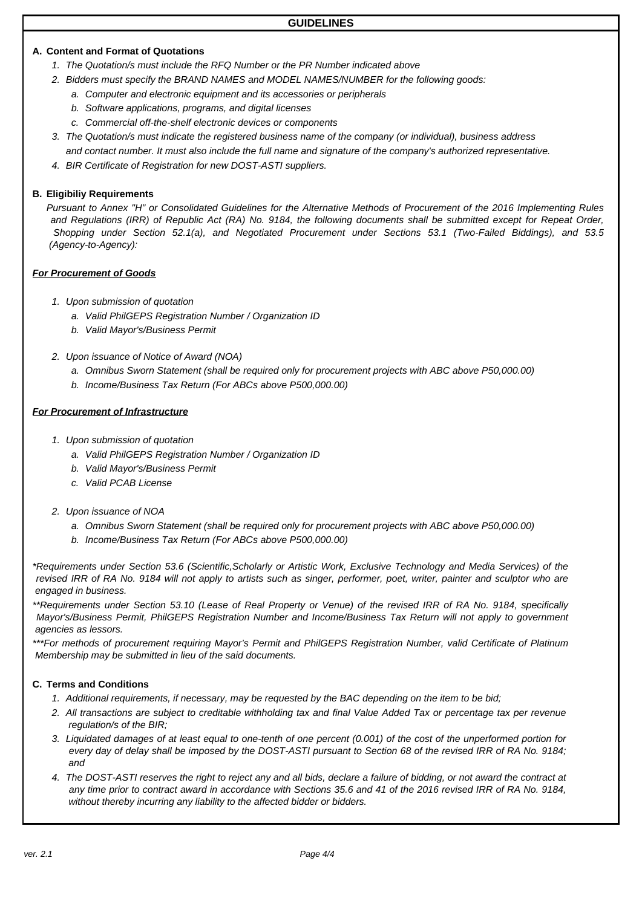## GUIDELINES

**A. Content and Format of Quotations**

1. *The Quotation/s must include the RFQ Number or the PR Number indicated above*
2. *Bidders must specify the BRAND NAMES and MODEL NAMES/NUMBER for the following goods:*
   a. *Computer and electronic equipment and its accessories or peripherals*
   b. *Software applications, programs, and digital licenses*
   c. *Commercial off-the-shelf electronic devices or components*
3. *The Quotation/s must indicate the registered business name of the company (or individual), business address and contact number. It must also include the full name and signature of the company's authorized representative.*
4. *BIR Certificate of Registration for new DOST-ASTI suppliers.*

**B. Eligibiliy Requirements**

*Pursuant to Annex "H" or Consolidated Guidelines for the Alternative Methods of Procurement of the 2016 Implementing Rules and Regulations (IRR) of Republic Act (RA) No. 9184, the following documents shall be submitted except for Repeat Order, Shopping under Section 52.1(a), and Negotiated Procurement under Sections 53.1 (Two-Failed Biddings), and 53.5 (Agency-to-Agency):*

***For Procurement of Goods***

1. *Upon submission of quotation*
   a. *Valid PhilGEPS Registration Number / Organization ID*
   b. *Valid Mayor's/Business Permit*
2. *Upon issuance of Notice of Award (NOA)*
   a. *Omnibus Sworn Statement (shall be required only for procurement projects with ABC above P50,000.00)*
   b. *Income/Business Tax Return (For ABCs above P500,000.00)*

***For Procurement of Infrastructure***

1. *Upon submission of quotation*
   a. *Valid PhilGEPS Registration Number / Organization ID*
   b. *Valid Mayor's/Business Permit*
   c. *Valid PCAB License*
2. *Upon issuance of NOA*
   a. *Omnibus Sworn Statement (shall be required only for procurement projects with ABC above P50,000.00)*
   b. *Income/Business Tax Return (For ABCs above P500,000.00)*

*\*Requirements under Section 53.6 (Scientific,Scholarly or Artistic Work, Exclusive Technology and Media Services) of the revised IRR of RA No. 9184 will not apply to artists such as singer, performer, poet, writer, painter and sculptor who are engaged in business.*

*\*\*Requirements under Section 53.10 (Lease of Real Property or Venue) of the revised IRR of RA No. 9184, specifically Mayor's/Business Permit, PhilGEPS Registration Number and Income/Business Tax Return will not apply to government agencies as lessors.*

*\*\*\*For methods of procurement requiring Mayor's Permit and PhilGEPS Registration Number, valid Certificate of Platinum Membership may be submitted in lieu of the said documents.*

**C. Terms and Conditions**

1. *Additional requirements, if necessary, may be requested by the BAC depending on the item to be bid;*
2. *All transactions are subject to creditable withholding tax and final Value Added Tax or percentage tax per revenue regulation/s of the BIR;*
3. *Liquidated damages of at least equal to one-tenth of one percent (0.001) of the cost of the unperformed portion for every day of delay shall be imposed by the DOST-ASTI pursuant to Section 68 of the revised IRR of RA No. 9184; and*
4. *The DOST-ASTI reserves the right to reject any and all bids, declare a failure of bidding, or not award the contract at any time prior to contract award in accordance with Sections 35.6 and 41 of the 2016 revised IRR of RA No. 9184, without thereby incurring any liability to the affected bidder or bidders.*

*ver. 2.1*